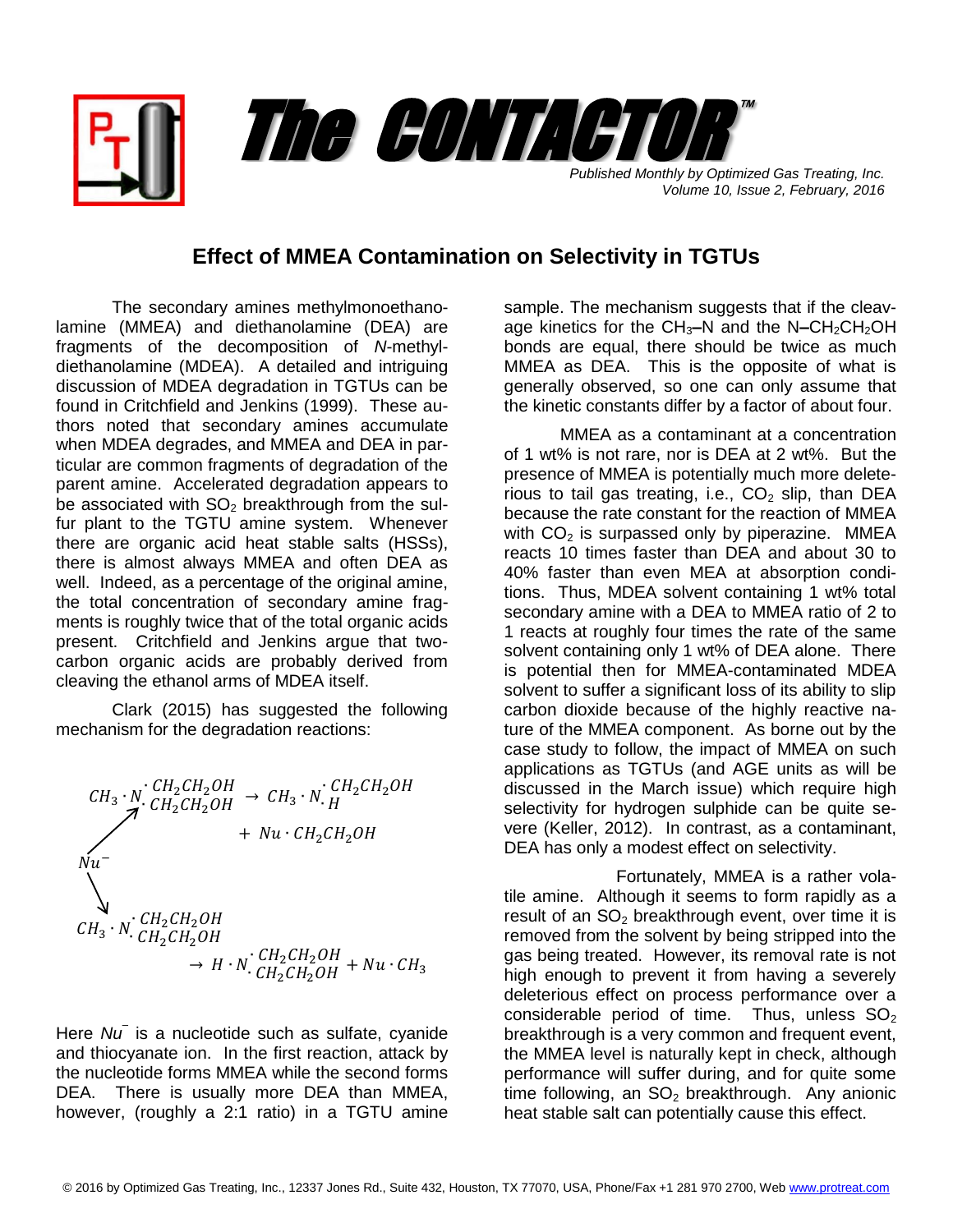# Effect of MMEA Contamination on Selectivity in TGTUs

The secondary amines methylmonoethanolamine (MMEA) and diethanolamine (DEA) are fragments of the decomposition of *N*-methyldiethanolamine (MDEA). A detailed and intriguing discussion of MDEA degradation in TGTUs can be found in Critchfield and Jenkins (1999). These authors noted that secondary amines accumulate when MDEA degrades, and MMEA and DEA in particular are common fragments of degradation of the parent amine. Accelerated degradation appears to be associated with $SO_2$ breakthrough from the sulfur plant to the TGTU amine system. Whenever there are organic acid heat stable salts (HSSs), there is almost always MMEA and often DEA as well. Indeed, as a percentage of the original amine, the total concentration of secondary amine fragments is roughly twice that of the total organic acids present. Critchfield and Jenkins argue that two-carbon organic acids are probably derived from cleaving the ethanol arms of MDEA itself.

Clark (2015) has suggested the following mechanism for the degradation reactions:

$$CH_3 \cdot N\begin{smallmatrix} \cdot\, CH_2CH_2OH \\ \cdot\, CH_2CH_2OH \end{smallmatrix} \rightarrow CH_3 \cdot N\begin{smallmatrix} \cdot\, CH_2CH_2OH \\ \cdot\, H \end{smallmatrix} + Nu \cdot CH_2CH_2OH$$

$$Nu^-$$

$$CH_3 \cdot N\begin{smallmatrix} \cdot\, CH_2CH_2OH \\ \cdot\, CH_2CH_2OH \end{smallmatrix} \rightarrow H \cdot N\begin{smallmatrix} \cdot\, CH_2CH_2OH \\ \cdot\, CH_2CH_2OH \end{smallmatrix} + Nu \cdot CH_3$$

Here $Nu^-$ is a nucleotide such as sulfate, cyanide and thiocyanate ion. In the first reaction, attack by the nucleotide forms MMEA while the second forms DEA. There is usually more DEA than MMEA, however, (roughly a 2:1 ratio) in a TGTU amine sample. The mechanism suggests that if the cleavage kinetics for the $CH_3$–N and the N–$CH_2CH_2OH$ bonds are equal, there should be twice as much MMEA as DEA. This is the opposite of what is generally observed, so one can only assume that the kinetic constants differ by a factor of about four.

MMEA as a contaminant at a concentration of 1 wt% is not rare, nor is DEA at 2 wt%. But the presence of MMEA is potentially much more deleterious to tail gas treating, i.e., $CO_2$ slip, than DEA because the rate constant for the reaction of MMEA with $CO_2$ is surpassed only by piperazine. MMEA reacts 10 times faster than DEA and about 30 to 40% faster than even MEA at absorption conditions. Thus, MDEA solvent containing 1 wt% total secondary amine with a DEA to MMEA ratio of 2 to 1 reacts at roughly four times the rate of the same solvent containing only 1 wt% of DEA alone. There is potential then for MMEA-contaminated MDEA solvent to suffer a significant loss of its ability to slip carbon dioxide because of the highly reactive nature of the MMEA component. As borne out by the case study to follow, the impact of MMEA on such applications as TGTUs (and AGE units as will be discussed in the March issue) which require high selectivity for hydrogen sulphide can be quite severe (Keller, 2012). In contrast, as a contaminant, DEA has only a modest effect on selectivity.

Fortunately, MMEA is a rather volatile amine. Although it seems to form rapidly as a result of an $SO_2$ breakthrough event, over time it is removed from the solvent by being stripped into the gas being treated. However, its removal rate is not high enough to prevent it from having a severely deleterious effect on process performance over a considerable period of time. Thus, unless $SO_2$ breakthrough is a very common and frequent event, the MMEA level is naturally kept in check, although performance will suffer during, and for quite some time following, an $SO_2$ breakthrough. Any anionic heat stable salt can potentially cause this effect.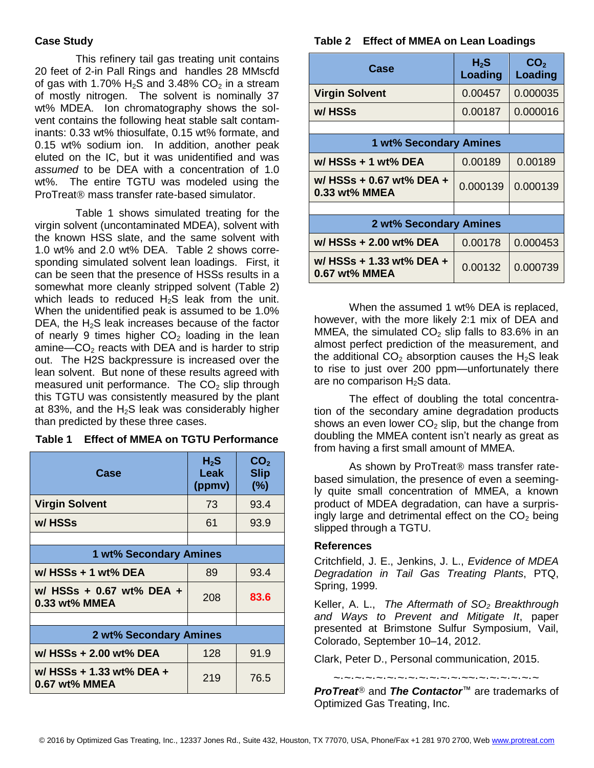### Case Study

This refinery tail gas treating unit contains 20 feet of 2-in Pall Rings and handles 28 MMscfd of gas with 1.70% $H_2S$ and 3.48% $CO_2$ in a stream of mostly nitrogen. The solvent is nominally 37 wt% MDEA. Ion chromatography shows the solvent contains the following heat stable salt contaminants: 0.33 wt% thiosulfate, 0.15 wt% formate, and 0.15 wt% sodium ion. In addition, another peak eluted on the IC, but it was unidentified and was *assumed* to be DEA with a concentration of 1.0 wt%. The entire TGTU was modeled using the ProTreat® mass transfer rate-based simulator.

Table 1 shows simulated treating for the virgin solvent (uncontaminated MDEA), solvent with the known HSS slate, and the same solvent with 1.0 wt% and 2.0 wt% DEA. Table 2 shows corresponding simulated solvent lean loadings. First, it can be seen that the presence of HSSs results in a somewhat more cleanly stripped solvent (Table 2) which leads to reduced $H_2S$ leak from the unit. When the unidentified peak is assumed to be 1.0% DEA, the $H_2S$ leak increases because of the factor of nearly 9 times higher $CO_2$ loading in the lean amine—$CO_2$ reacts with DEA and is harder to strip out. The H2S backpressure is increased over the lean solvent. But none of these results agreed with measured unit performance. The $CO_2$ slip through this TGTU was consistently measured by the plant at 83%, and the $H_2S$ leak was considerably higher than predicted by these three cases.

**Table 1 Effect of MMEA on TGTU Performance**

| Case | $H_2S$ Leak (ppmv) | $CO_2$ Slip (%) |
|---|---|---|
| **Virgin Solvent** | 73 | 93.4 |
| **w/ HSSs** | 61 | 93.9 |
| | | |
| **1 wt% Secondary Amines** | | |
| **w/ HSSs + 1 wt% DEA** | 89 | 93.4 |
| **w/ HSSs + 0.67 wt% DEA + 0.33 wt% MMEA** | 208 | **83.6** |
| | | |
| **2 wt% Secondary Amines** | | |
| **w/ HSSs + 2.00 wt% DEA** | 128 | 91.9 |
| **w/ HSSs + 1.33 wt% DEA + 0.67 wt% MMEA** | 219 | 76.5 |

**Table 2 Effect of MMEA on Lean Loadings**

| Case | $H_2S$ Loading | $CO_2$ Loading |
|---|---|---|
| **Virgin Solvent** | 0.00457 | 0.000035 |
| **w/ HSSs** | 0.00187 | 0.000016 |
| | | |
| **1 wt% Secondary Amines** | | |
| **w/ HSSs + 1 wt% DEA** | 0.00189 | 0.00189 |
| **w/ HSSs + 0.67 wt% DEA + 0.33 wt% MMEA** | 0.000139 | 0.000139 |
| | | |
| **2 wt% Secondary Amines** | | |
| **w/ HSSs + 2.00 wt% DEA** | 0.00178 | 0.000453 |
| **w/ HSSs + 1.33 wt% DEA + 0.67 wt% MMEA** | 0.00132 | 0.000739 |

When the assumed 1 wt% DEA is replaced, however, with the more likely 2:1 mix of DEA and MMEA, the simulated $CO_2$ slip falls to 83.6% in an almost perfect prediction of the measurement, and the additional $CO_2$ absorption causes the $H_2S$ leak to rise to just over 200 ppm—unfortunately there are no comparison $H_2S$ data.

The effect of doubling the total concentration of the secondary amine degradation products shows an even lower $CO_2$ slip, but the change from doubling the MMEA content isn't nearly as great as from having a first small amount of MMEA.

As shown by ProTreat® mass transfer rate-based simulation, the presence of even a seemingly quite small concentration of MMEA, a known product of MDEA degradation, can have a surprisingly large and detrimental effect on the $CO_2$ being slipped through a TGTU.

### References

Critchfield, J. E., Jenkins, J. L., *Evidence of MDEA Degradation in Tail Gas Treating Plants*, PTQ, Spring, 1999.

Keller, A. L., *The Aftermath of $SO_2$ Breakthrough and Ways to Prevent and Mitigate It*, paper presented at Brimstone Sulfur Symposium, Vail, Colorado, September 10–14, 2012.

Clark, Peter D., Personal communication, 2015.

~.~.~.~.~.~.~.~.~.~.~.~.~.~~.~.~.~.~.~.~.~

***ProTreat***® and ***The Contactor***™ are trademarks of Optimized Gas Treating, Inc.

© 2016 by Optimized Gas Treating, Inc., 12337 Jones Rd., Suite 432, Houston, TX 77070, USA, Phone/Fax +1 281 970 2700, Web www.protreat.com